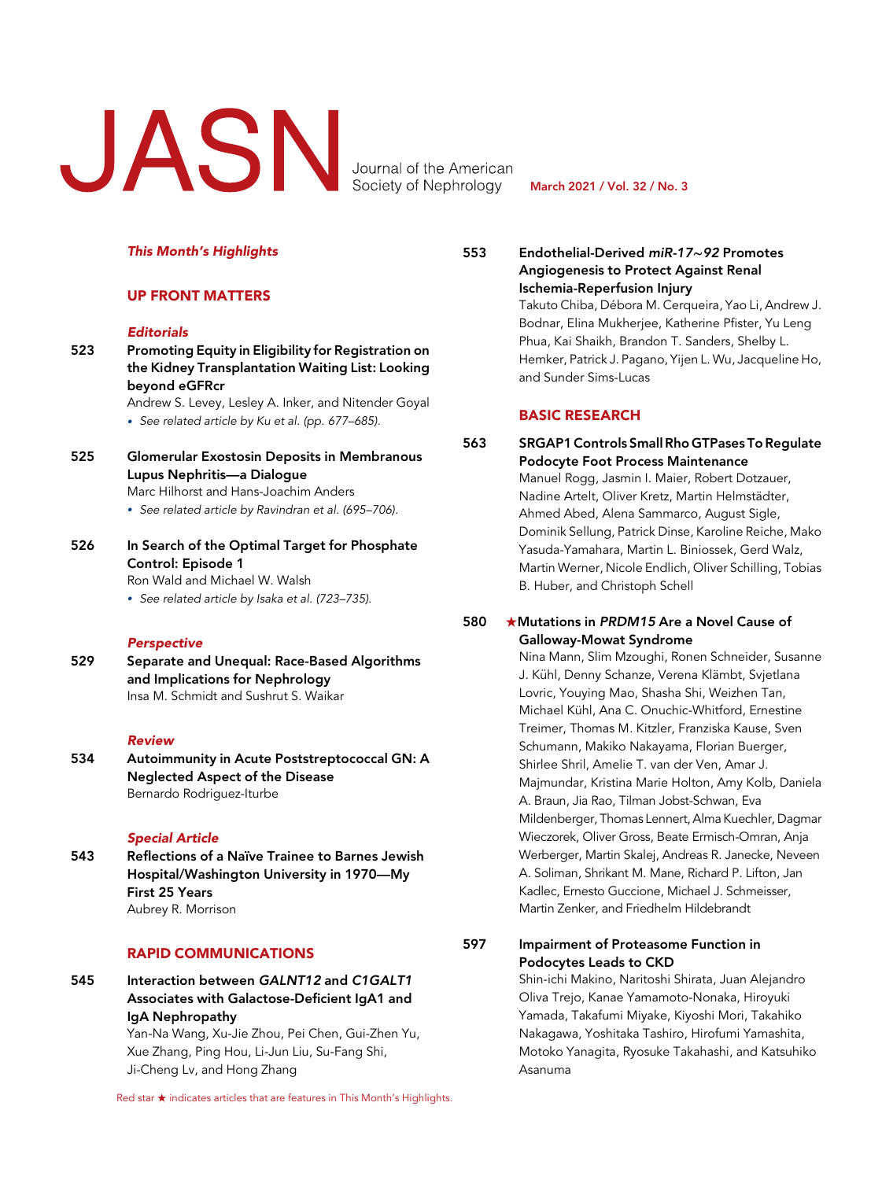# JASN

Journal of the American Society of Nephrology

March 2021 / Vol. 32 / No. 3

*This Month's Highlights*

## UP FRONT MATTERS

### *Editorials*

**523 Promoting Equity in Eligibility for Registration on the Kidney Transplantation Waiting List: Looking beyond eGFRcr**
Andrew S. Levey, Lesley A. Inker, and Nitender Goyal
- *See related article by Ku et al. (pp. 677–685).*

**525 Glomerular Exostosin Deposits in Membranous Lupus Nephritis—a Dialogue**
Marc Hilhorst and Hans-Joachim Anders
- *See related article by Ravindran et al. (695–706).*

**526 In Search of the Optimal Target for Phosphate Control: Episode 1**
Ron Wald and Michael W. Walsh
- *See related article by Isaka et al. (723–735).*

### *Perspective*

**529 Separate and Unequal: Race-Based Algorithms and Implications for Nephrology**
Insa M. Schmidt and Sushrut S. Waikar

### *Review*

**534 Autoimmunity in Acute Poststreptococcal GN: A Neglected Aspect of the Disease**
Bernardo Rodriguez-Iturbe

### *Special Article*

**543 Reflections of a Naïve Trainee to Barnes Jewish Hospital/Washington University in 1970—My First 25 Years**
Aubrey R. Morrison

## RAPID COMMUNICATIONS

**545 Interaction between *GALNT12* and *C1GALT1* Associates with Galactose-Deficient IgA1 and IgA Nephropathy**
Yan-Na Wang, Xu-Jie Zhou, Pei Chen, Gui-Zhen Yu, Xue Zhang, Ping Hou, Li-Jun Liu, Su-Fang Shi, Ji-Cheng Lv, and Hong Zhang

**553 Endothelial-Derived *miR-17∼92* Promotes Angiogenesis to Protect Against Renal Ischemia-Reperfusion Injury**
Takuto Chiba, Débora M. Cerqueira, Yao Li, Andrew J. Bodnar, Elina Mukherjee, Katherine Pfister, Yu Leng Phua, Kai Shaikh, Brandon T. Sanders, Shelby L. Hemker, Patrick J. Pagano, Yijen L. Wu, Jacqueline Ho, and Sunder Sims-Lucas

## BASIC RESEARCH

**563 SRGAP1 Controls Small Rho GTPases To Regulate Podocyte Foot Process Maintenance**
Manuel Rogg, Jasmin I. Maier, Robert Dotzauer, Nadine Artelt, Oliver Kretz, Martin Helmstädter, Ahmed Abed, Alena Sammarco, August Sigle, Dominik Sellung, Patrick Dinse, Karoline Reiche, Mako Yasuda-Yamahara, Martin L. Biniossek, Gerd Walz, Martin Werner, Nicole Endlich, Oliver Schilling, Tobias B. Huber, and Christoph Schell

**580 ★Mutations in *PRDM15* Are a Novel Cause of Galloway-Mowat Syndrome**
Nina Mann, Slim Mzoughi, Ronen Schneider, Susanne J. Kühl, Denny Schanze, Verena Klämbt, Svjetlana Lovric, Youying Mao, Shasha Shi, Weizhen Tan, Michael Kühl, Ana C. Onuchic-Whitford, Ernestine Treimer, Thomas M. Kitzler, Franziska Kause, Sven Schumann, Makiko Nakayama, Florian Buerger, Shirlee Shril, Amelie T. van der Ven, Amar J. Majmundar, Kristina Marie Holton, Amy Kolb, Daniela A. Braun, Jia Rao, Tilman Jobst-Schwan, Eva Mildenberger, Thomas Lennert, Alma Kuechler, Dagmar Wieczorek, Oliver Gross, Beate Ermisch-Omran, Anja Werberger, Martin Skalej, Andreas R. Janecke, Neveen A. Soliman, Shrikant M. Mane, Richard P. Lifton, Jan Kadlec, Ernesto Guccione, Michael J. Schmeisser, Martin Zenker, and Friedhelm Hildebrandt

**597 Impairment of Proteasome Function in Podocytes Leads to CKD**
Shin-ichi Makino, Naritoshi Shirata, Juan Alejandro Oliva Trejo, Kanae Yamamoto-Nonaka, Hiroyuki Yamada, Takafumi Miyake, Kiyoshi Mori, Takahiko Nakagawa, Yoshitaka Tashiro, Hirofumi Yamashita, Motoko Yanagita, Ryosuke Takahashi, and Katsuhiko Asanuma

Red star ★ indicates articles that are features in This Month's Highlights.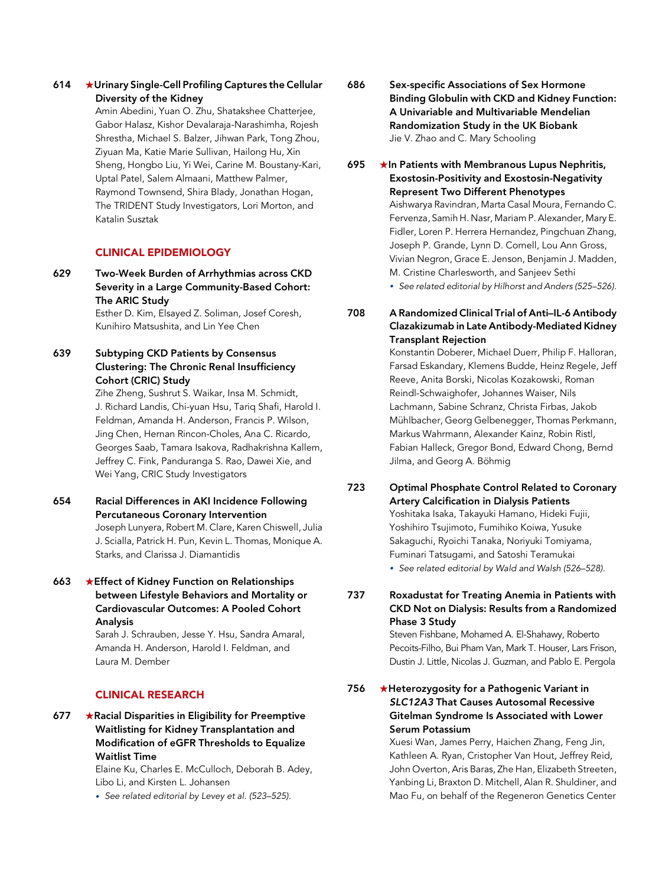614 ★Urinary Single-Cell Profiling Captures the Cellular Diversity of the Kidney

Amin Abedini, Yuan O. Zhu, Shatakshee Chatterjee, Gabor Halasz, Kishor Devalaraja-Narashimha, Rojesh Shrestha, Michael S. Balzer, Jihwan Park, Tong Zhou, Ziyuan Ma, Katie Marie Sullivan, Hailong Hu, Xin Sheng, Hongbo Liu, Yi Wei, Carine M. Boustany-Kari, Uptal Patel, Salem Almaani, Matthew Palmer, Raymond Townsend, Shira Blady, Jonathan Hogan, The TRIDENT Study Investigators, Lori Morton, and Katalin Susztak

## CLINICAL EPIDEMIOLOGY

629 **Two-Week Burden of Arrhythmias across CKD Severity in a Large Community-Based Cohort: The ARIC Study**

Esther D. Kim, Elsayed Z. Soliman, Josef Coresh, Kunihiro Matsushita, and Lin Yee Chen

639 **Subtyping CKD Patients by Consensus Clustering: The Chronic Renal Insufficiency Cohort (CRIC) Study**

Zihe Zheng, Sushrut S. Waikar, Insa M. Schmidt, J. Richard Landis, Chi-yuan Hsu, Tariq Shafi, Harold I. Feldman, Amanda H. Anderson, Francis P. Wilson, Jing Chen, Hernan Rincon-Choles, Ana C. Ricardo, Georges Saab, Tamara Isakova, Radhakrishna Kallem, Jeffrey C. Fink, Panduranga S. Rao, Dawei Xie, and Wei Yang, CRIC Study Investigators

654 **Racial Differences in AKI Incidence Following Percutaneous Coronary Intervention**

Joseph Lunyera, Robert M. Clare, Karen Chiswell, Julia J. Scialla, Patrick H. Pun, Kevin L. Thomas, Monique A. Starks, and Clarissa J. Diamantidis

663 ★**Effect of Kidney Function on Relationships between Lifestyle Behaviors and Mortality or Cardiovascular Outcomes: A Pooled Cohort Analysis**

Sarah J. Schrauben, Jesse Y. Hsu, Sandra Amaral, Amanda H. Anderson, Harold I. Feldman, and Laura M. Dember

## CLINICAL RESEARCH

677 ★**Racial Disparities in Eligibility for Preemptive Waitlisting for Kidney Transplantation and Modification of eGFR Thresholds to Equalize Waitlist Time**

Elaine Ku, Charles E. McCulloch, Deborah B. Adey, Libo Li, and Kirsten L. Johansen

- *See related editorial by Levey et al. (523–525).*

686 **Sex-specific Associations of Sex Hormone Binding Globulin with CKD and Kidney Function: A Univariable and Multivariable Mendelian Randomization Study in the UK Biobank**

Jie V. Zhao and C. Mary Schooling

695 ★**In Patients with Membranous Lupus Nephritis, Exostosin-Positivity and Exostosin-Negativity Represent Two Different Phenotypes**

Aishwarya Ravindran, Marta Casal Moura, Fernando C. Fervenza, Samih H. Nasr, Mariam P. Alexander, Mary E. Fidler, Loren P. Herrera Hernandez, Pingchuan Zhang, Joseph P. Grande, Lynn D. Cornell, Lou Ann Gross, Vivian Negron, Grace E. Jenson, Benjamin J. Madden, M. Cristine Charlesworth, and Sanjeev Sethi

- *See related editorial by Hilhorst and Anders (525–526).*

708 **A Randomized Clinical Trial of Anti–IL-6 Antibody Clazakizumab in Late Antibody-Mediated Kidney Transplant Rejection**

Konstantin Doberer, Michael Duerr, Philip F. Halloran, Farsad Eskandary, Klemens Budde, Heinz Regele, Jeff Reeve, Anita Borski, Nicolas Kozakowski, Roman Reindl-Schwaighofer, Johannes Waiser, Nils Lachmann, Sabine Schranz, Christa Firbas, Jakob Mühlbacher, Georg Gelbenegger, Thomas Perkmann, Markus Wahrmann, Alexander Kainz, Robin Ristl, Fabian Halleck, Gregor Bond, Edward Chong, Bernd Jilma, and Georg A. Böhmig

723 **Optimal Phosphate Control Related to Coronary Artery Calcification in Dialysis Patients**

Yoshitaka Isaka, Takayuki Hamano, Hideki Fujii, Yoshihiro Tsujimoto, Fumihiko Koiwa, Yusuke Sakaguchi, Ryoichi Tanaka, Noriyuki Tomiyama, Fuminari Tatsugami, and Satoshi Teramukai

- *See related editorial by Wald and Walsh (526–528).*

737 **Roxadustat for Treating Anemia in Patients with CKD Not on Dialysis: Results from a Randomized Phase 3 Study**

Steven Fishbane, Mohamed A. El-Shahawy, Roberto Pecoits-Filho, Bui Pham Van, Mark T. Houser, Lars Frison, Dustin J. Little, Nicolas J. Guzman, and Pablo E. Pergola

756 ★**Heterozygosity for a Pathogenic Variant in *SLC12A3* That Causes Autosomal Recessive Gitelman Syndrome Is Associated with Lower Serum Potassium**

Xuesi Wan, James Perry, Haichen Zhang, Feng Jin, Kathleen A. Ryan, Cristopher Van Hout, Jeffrey Reid, John Overton, Aris Baras, Zhe Han, Elizabeth Streeten, Yanbing Li, Braxton D. Mitchell, Alan R. Shuldiner, and Mao Fu, on behalf of the Regeneron Genetics Center